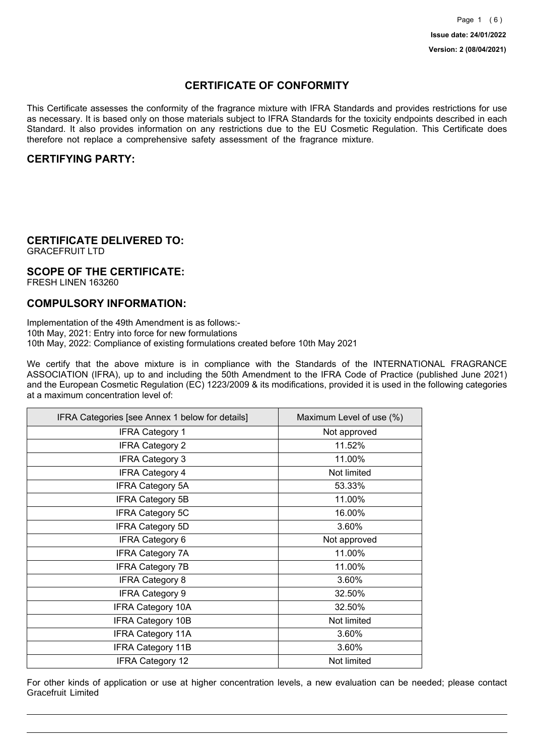Issue date: 24/01/2022

Version: 2 (08/04/2021)

# CERTIFICATE OF CONFORMITY

This Certificate assesses the conformity of the fragrance mixture with IFRA Standards and provides restrictions for use as necessary. It is based only on those materials subject to IFRA Standards for the toxicity endpoints described in each Standard. It also provides information on any restrictions due to the EU Cosmetic Regulation. This Certificate does therefore not replace a comprehensive safety assessment of the fragrance mixture.

## CERTIFYING PARTY:

## CERTIFICATE DELIVERED TO:

GRACEFRUIT LTD

## SCOPE OF THE CERTIFICATE:

FRESH LINEN 163260

## COMPULSORY INFORMATION:

Implementation of the 49th Amendment is as follows:-
10th May, 2021: Entry into force for new formulations
10th May, 2022: Compliance of existing formulations created before 10th May 2021

We certify that the above mixture is in compliance with the Standards of the INTERNATIONAL FRAGRANCE ASSOCIATION (IFRA), up to and including the 50th Amendment to the IFRA Code of Practice (published June 2021) and the European Cosmetic Regulation (EC) 1223/2009 & its modifications, provided it is used in the following categories at a maximum concentration level of:

| IFRA Categories [see Annex 1 below for details] | Maximum Level of use (%) |
|---|---|
| IFRA Category 1 | Not approved |
| IFRA Category 2 | 11.52% |
| IFRA Category 3 | 11.00% |
| IFRA Category 4 | Not limited |
| IFRA Category 5A | 53.33% |
| IFRA Category 5B | 11.00% |
| IFRA Category 5C | 16.00% |
| IFRA Category 5D | 3.60% |
| IFRA Category 6 | Not approved |
| IFRA Category 7A | 11.00% |
| IFRA Category 7B | 11.00% |
| IFRA Category 8 | 3.60% |
| IFRA Category 9 | 32.50% |
| IFRA Category 10A | 32.50% |
| IFRA Category 10B | Not limited |
| IFRA Category 11A | 3.60% |
| IFRA Category 11B | 3.60% |
| IFRA Category 12 | Not limited |

For other kinds of application or use at higher concentration levels, a new evaluation can be needed; please contact Gracefruit Limited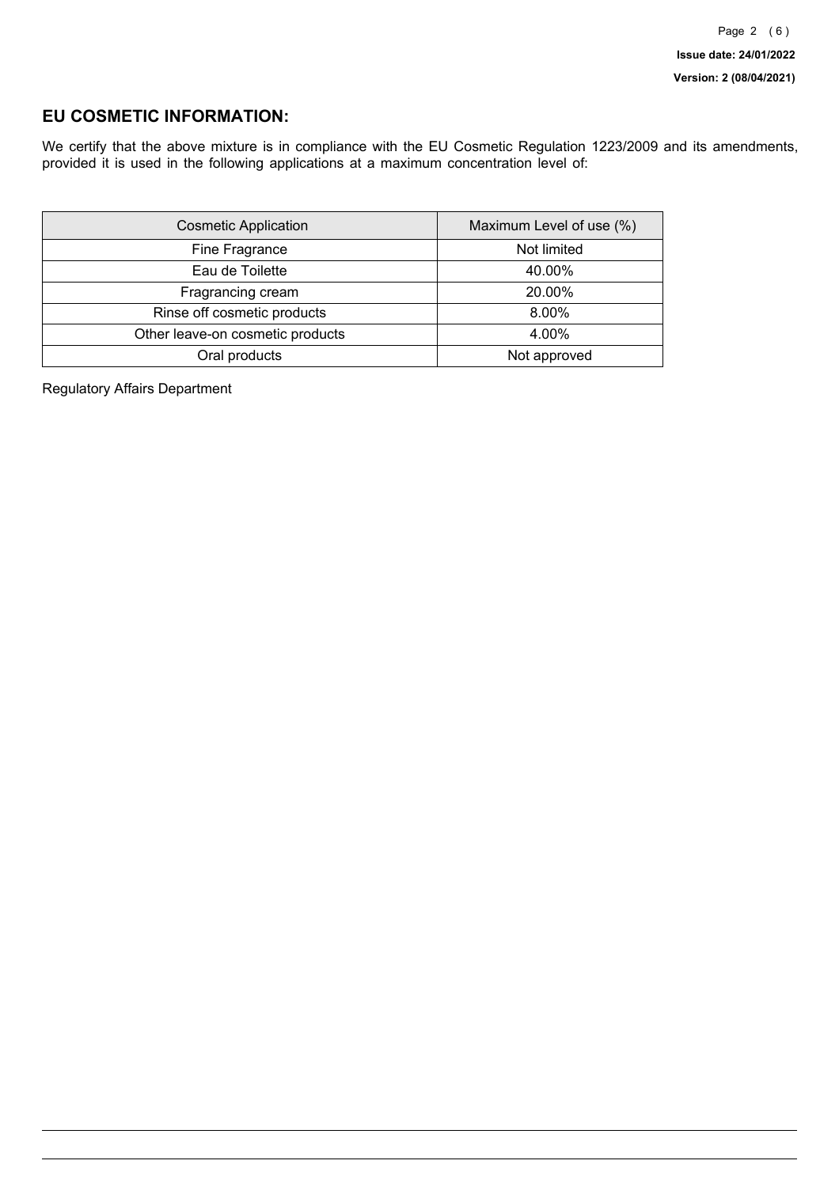## EU COSMETIC INFORMATION:

We certify that the above mixture is in compliance with the EU Cosmetic Regulation 1223/2009 and its amendments, provided it is used in the following applications at a maximum concentration level of:

| Cosmetic Application | Maximum Level of use (%) |
| --- | --- |
| Fine Fragrance | Not limited |
| Eau de Toilette | 40.00% |
| Fragrancing cream | 20.00% |
| Rinse off cosmetic products | 8.00% |
| Other leave-on cosmetic products | 4.00% |
| Oral products | Not approved |

Regulatory Affairs Department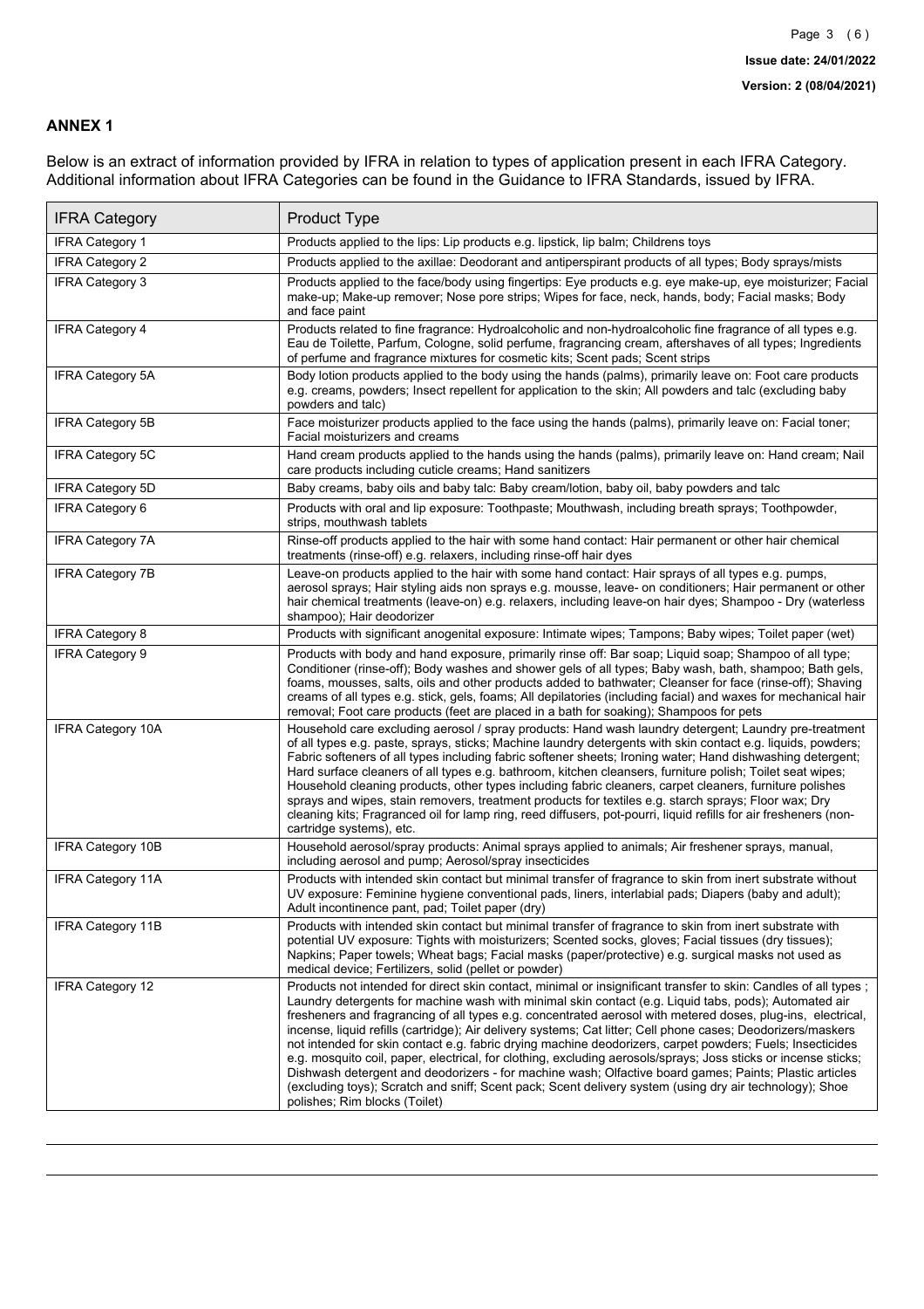## ANNEX 1

Below is an extract of information provided by IFRA in relation to types of application present in each IFRA Category. Additional information about IFRA Categories can be found in the Guidance to IFRA Standards, issued by IFRA.

| IFRA Category | Product Type |
|---|---|
| IFRA Category 1 | Products applied to the lips: Lip products e.g. lipstick, lip balm; Childrens toys |
| IFRA Category 2 | Products applied to the axillae: Deodorant and antiperspirant products of all types; Body sprays/mists |
| IFRA Category 3 | Products applied to the face/body using fingertips: Eye products e.g. eye make-up, eye moisturizer; Facial make-up; Make-up remover; Nose pore strips; Wipes for face, neck, hands, body; Facial masks; Body and face paint |
| IFRA Category 4 | Products related to fine fragrance: Hydroalcoholic and non-hydroalcoholic fine fragrance of all types e.g. Eau de Toilette, Parfum, Cologne, solid perfume, fragrancing cream, aftershaves of all types; Ingredients of perfume and fragrance mixtures for cosmetic kits; Scent pads; Scent strips |
| IFRA Category 5A | Body lotion products applied to the body using the hands (palms), primarily leave on: Foot care products e.g. creams, powders; Insect repellent for application to the skin; All powders and talc (excluding baby powders and talc) |
| IFRA Category 5B | Face moisturizer products applied to the face using the hands (palms), primarily leave on: Facial toner; Facial moisturizers and creams |
| IFRA Category 5C | Hand cream products applied to the hands using the hands (palms), primarily leave on: Hand cream; Nail care products including cuticle creams; Hand sanitizers |
| IFRA Category 5D | Baby creams, baby oils and baby talc: Baby cream/lotion, baby oil, baby powders and talc |
| IFRA Category 6 | Products with oral and lip exposure: Toothpaste; Mouthwash, including breath sprays; Toothpowder, strips, mouthwash tablets |
| IFRA Category 7A | Rinse-off products applied to the hair with some hand contact: Hair permanent or other hair chemical treatments (rinse-off) e.g. relaxers, including rinse-off hair dyes |
| IFRA Category 7B | Leave-on products applied to the hair with some hand contact: Hair sprays of all types e.g. pumps, aerosol sprays; Hair styling aids non sprays e.g. mousse, leave- on conditioners; Hair permanent or other hair chemical treatments (leave-on) e.g. relaxers, including leave-on hair dyes; Shampoo - Dry (waterless shampoo); Hair deodorizer |
| IFRA Category 8 | Products with significant anogenital exposure: Intimate wipes; Tampons; Baby wipes; Toilet paper (wet) |
| IFRA Category 9 | Products with body and hand exposure, primarily rinse off: Bar soap; Liquid soap; Shampoo of all type; Conditioner (rinse-off); Body washes and shower gels of all types; Baby wash, bath, shampoo; Bath gels, foams, mousses, salts, oils and other products added to bathwater; Cleanser for face (rinse-off); Shaving creams of all types e.g. stick, gels, foams; All depilatories (including facial) and waxes for mechanical hair removal; Foot care products (feet are placed in a bath for soaking); Shampoos for pets |
| IFRA Category 10A | Household care excluding aerosol / spray products: Hand wash laundry detergent; Laundry pre-treatment of all types e.g. paste, sprays, sticks; Machine laundry detergents with skin contact e.g. liquids, powders; Fabric softeners of all types including fabric softener sheets; Ironing water; Hand dishwashing detergent; Hard surface cleaners of all types e.g. bathroom, kitchen cleansers, furniture polish; Toilet seat wipes; Household cleaning products, other types including fabric cleaners, carpet cleaners, furniture polishes sprays and wipes, stain removers, treatment products for textiles e.g. starch sprays; Floor wax; Dry cleaning kits; Fragranced oil for lamp ring, reed diffusers, pot-pourri, liquid refills for air fresheners (non-cartridge systems), etc. |
| IFRA Category 10B | Household aerosol/spray products: Animal sprays applied to animals; Air freshener sprays, manual, including aerosol and pump; Aerosol/spray insecticides |
| IFRA Category 11A | Products with intended skin contact but minimal transfer of fragrance to skin from inert substrate without UV exposure: Feminine hygiene conventional pads, liners, interlabial pads; Diapers (baby and adult); Adult incontinence pant, pad; Toilet paper (dry) |
| IFRA Category 11B | Products with intended skin contact but minimal transfer of fragrance to skin from inert substrate with potential UV exposure: Tights with moisturizers; Scented socks, gloves; Facial tissues (dry tissues); Napkins; Paper towels; Wheat bags; Facial masks (paper/protective) e.g. surgical masks not used as medical device; Fertilizers, solid (pellet or powder) |
| IFRA Category 12 | Products not intended for direct skin contact, minimal or insignificant transfer to skin: Candles of all types ; Laundry detergents for machine wash with minimal skin contact (e.g. Liquid tabs, pods); Automated air fresheners and fragrancing of all types e.g. concentrated aerosol with metered doses, plug-ins, electrical, incense, liquid refills (cartridge); Air delivery systems; Cat litter; Cell phone cases; Deodorizers/maskers not intended for skin contact e.g. fabric drying machine deodorizers, carpet powders; Fuels; Insecticides e.g. mosquito coil, paper, electrical, for clothing, excluding aerosols/sprays; Joss sticks or incense sticks; Dishwash detergent and deodorizers - for machine wash; Olfactive board games; Paints; Plastic articles (excluding toys); Scratch and sniff; Scent pack; Scent delivery system (using dry air technology); Shoe polishes; Rim blocks (Toilet) |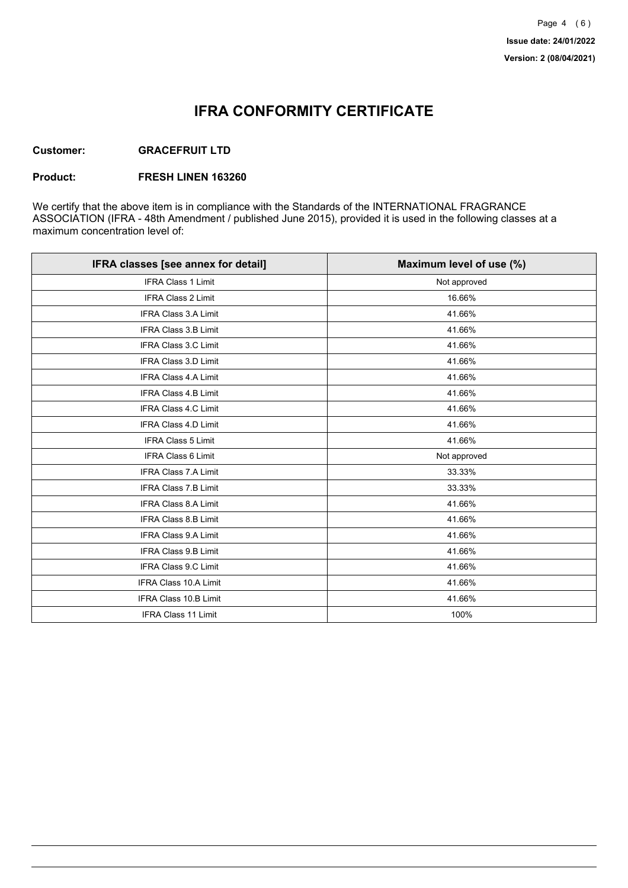Issue date: 24/01/2022

Version: 2 (08/04/2021)

# IFRA CONFORMITY CERTIFICATE

**Customer:** **GRACEFRUIT LTD**

**Product:** **FRESH LINEN 163260**

We certify that the above item is in compliance with the Standards of the INTERNATIONAL FRAGRANCE ASSOCIATION (IFRA - 48th Amendment / published June 2015), provided it is used in the following classes at a maximum concentration level of:

| IFRA classes [see annex for detail] | Maximum level of use (%) |
| --- | --- |
| IFRA Class 1 Limit | Not approved |
| IFRA Class 2 Limit | 16.66% |
| IFRA Class 3.A Limit | 41.66% |
| IFRA Class 3.B Limit | 41.66% |
| IFRA Class 3.C Limit | 41.66% |
| IFRA Class 3.D Limit | 41.66% |
| IFRA Class 4.A Limit | 41.66% |
| IFRA Class 4.B Limit | 41.66% |
| IFRA Class 4.C Limit | 41.66% |
| IFRA Class 4.D Limit | 41.66% |
| IFRA Class 5 Limit | 41.66% |
| IFRA Class 6 Limit | Not approved |
| IFRA Class 7.A Limit | 33.33% |
| IFRA Class 7.B Limit | 33.33% |
| IFRA Class 8.A Limit | 41.66% |
| IFRA Class 8.B Limit | 41.66% |
| IFRA Class 9.A Limit | 41.66% |
| IFRA Class 9.B Limit | 41.66% |
| IFRA Class 9.C Limit | 41.66% |
| IFRA Class 10.A Limit | 41.66% |
| IFRA Class 10.B Limit | 41.66% |
| IFRA Class 11 Limit | 100% |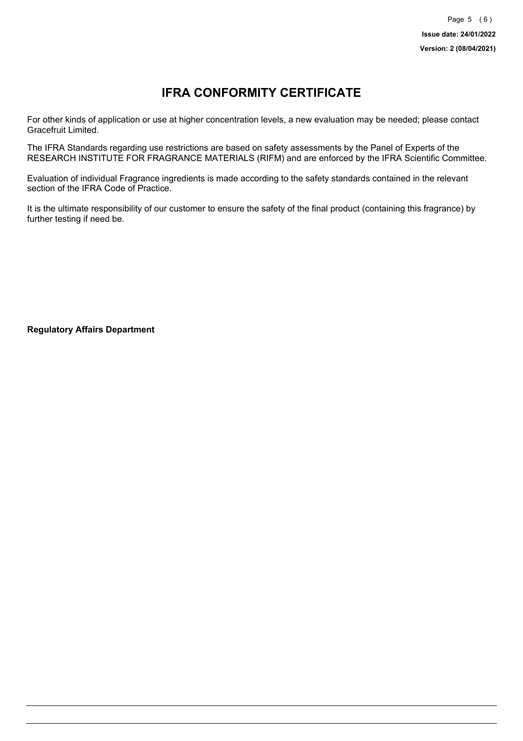# IFRA CONFORMITY CERTIFICATE

For other kinds of application or use at higher concentration levels, a new evaluation may be needed; please contact Gracefruit Limited.

The IFRA Standards regarding use restrictions are based on safety assessments by the Panel of Experts of the RESEARCH INSTITUTE FOR FRAGRANCE MATERIALS (RIFM) and are enforced by the IFRA Scientific Committee.

Evaluation of individual Fragrance ingredients is made according to the safety standards contained in the relevant section of the IFRA Code of Practice.

It is the ultimate responsibility of our customer to ensure the safety of the final product (containing this fragrance) by further testing if need be.

**Regulatory Affairs Department**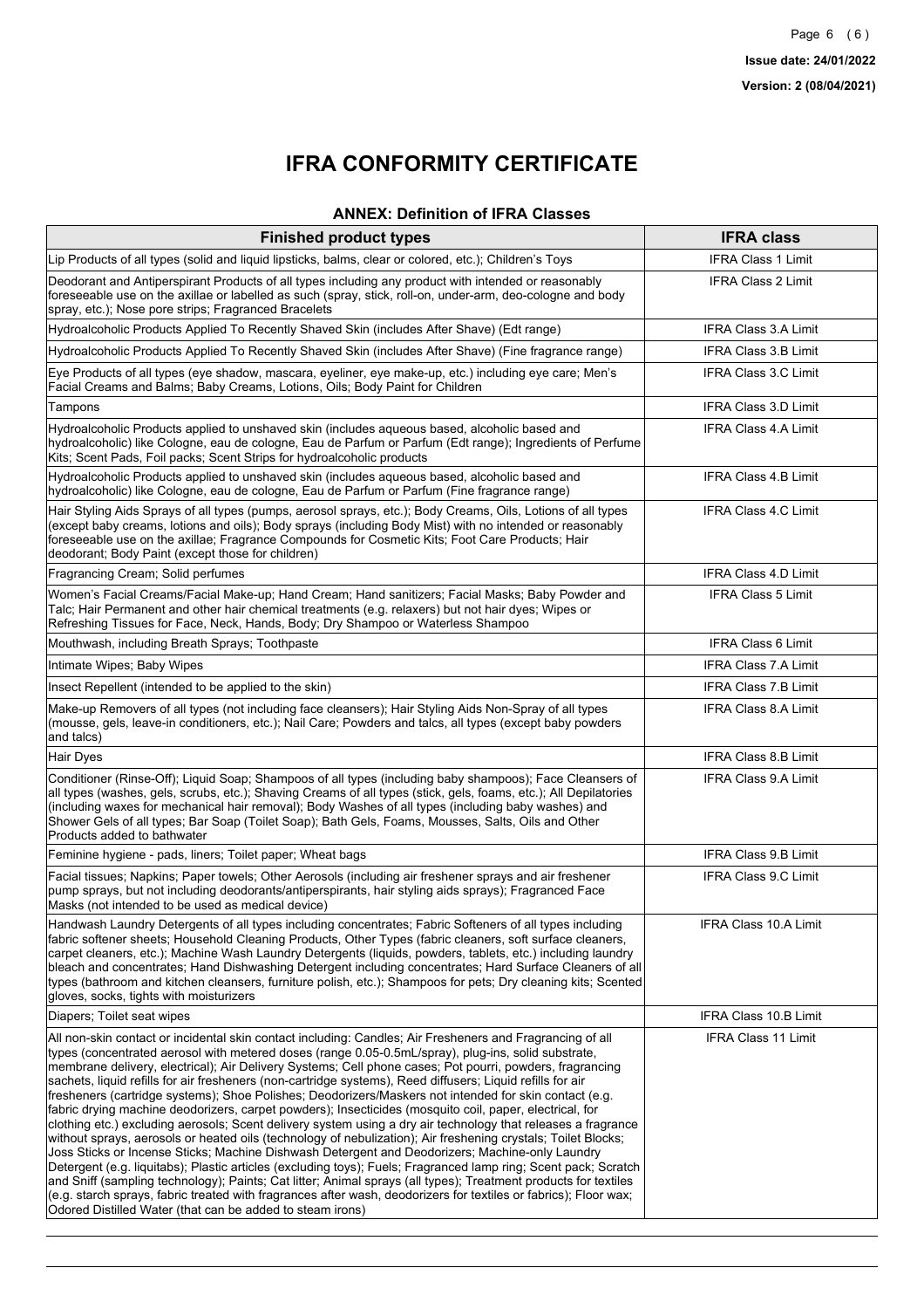**Issue date: 24/01/2022**

**Version: 2 (08/04/2021)**

# IFRA CONFORMITY CERTIFICATE

### ANNEX: Definition of IFRA Classes

| Finished product types | IFRA class |
| --- | --- |
| Lip Products of all types (solid and liquid lipsticks, balms, clear or colored, etc.); Children's Toys | IFRA Class 1 Limit |
| Deodorant and Antiperspirant Products of all types including any product with intended or reasonably foreseeable use on the axillae or labelled as such (spray, stick, roll-on, under-arm, deo-cologne and body spray, etc.); Nose pore strips; Fragranced Bracelets | IFRA Class 2 Limit |
| Hydroalcoholic Products Applied To Recently Shaved Skin (includes After Shave) (Edt range) | IFRA Class 3.A Limit |
| Hydroalcoholic Products Applied To Recently Shaved Skin (includes After Shave) (Fine fragrance range) | IFRA Class 3.B Limit |
| Eye Products of all types (eye shadow, mascara, eyeliner, eye make-up, etc.) including eye care; Men's Facial Creams and Balms; Baby Creams, Lotions, Oils; Body Paint for Children | IFRA Class 3.C Limit |
| Tampons | IFRA Class 3.D Limit |
| Hydroalcoholic Products applied to unshaved skin (includes aqueous based, alcoholic based and hydroalcoholic) like Cologne, eau de cologne, Eau de Parfum or Parfum (Edt range); Ingredients of Perfume Kits; Scent Pads, Foil packs; Scent Strips for hydroalcoholic products | IFRA Class 4.A Limit |
| Hydroalcoholic Products applied to unshaved skin (includes aqueous based, alcoholic based and hydroalcoholic) like Cologne, eau de cologne, Eau de Parfum or Parfum (Fine fragrance range) | IFRA Class 4.B Limit |
| Hair Styling Aids Sprays of all types (pumps, aerosol sprays, etc.); Body Creams, Oils, Lotions of all types (except baby creams, lotions and oils); Body sprays (including Body Mist) with no intended or reasonably foreseeable use on the axillae; Fragrance Compounds for Cosmetic Kits; Foot Care Products; Hair deodorant; Body Paint (except those for children) | IFRA Class 4.C Limit |
| Fragrancing Cream; Solid perfumes | IFRA Class 4.D Limit |
| Women's Facial Creams/Facial Make-up; Hand Cream; Hand sanitizers; Facial Masks; Baby Powder and Talc; Hair Permanent and other hair chemical treatments (e.g. relaxers) but not hair dyes; Wipes or Refreshing Tissues for Face, Neck, Hands, Body; Dry Shampoo or Waterless Shampoo | IFRA Class 5 Limit |
| Mouthwash, including Breath Sprays; Toothpaste | IFRA Class 6 Limit |
| Intimate Wipes; Baby Wipes | IFRA Class 7.A Limit |
| Insect Repellent (intended to be applied to the skin) | IFRA Class 7.B Limit |
| Make-up Removers of all types (not including face cleansers); Hair Styling Aids Non-Spray of all types (mousse, gels, leave-in conditioners, etc.); Nail Care; Powders and talcs, all types (except baby powders and talcs) | IFRA Class 8.A Limit |
| Hair Dyes | IFRA Class 8.B Limit |
| Conditioner (Rinse-Off); Liquid Soap; Shampoos of all types (including baby shampoos); Face Cleansers of all types (washes, gels, scrubs, etc.); Shaving Creams of all types (stick, gels, foams, etc.); All Depilatories (including waxes for mechanical hair removal); Body Washes of all types (including baby washes) and Shower Gels of all types; Bar Soap (Toilet Soap); Bath Gels, Foams, Mousses, Salts, Oils and Other Products added to bathwater | IFRA Class 9.A Limit |
| Feminine hygiene - pads, liners; Toilet paper; Wheat bags | IFRA Class 9.B Limit |
| Facial tissues; Napkins; Paper towels; Other Aerosols (including air freshener sprays and air freshener pump sprays, but not including deodorants/antiperspirants, hair styling aids sprays); Fragranced Face Masks (not intended to be used as medical device) | IFRA Class 9.C Limit |
| Handwash Laundry Detergents of all types including concentrates; Fabric Softeners of all types including fabric softener sheets; Household Cleaning Products, Other Types (fabric cleaners, soft surface cleaners, carpet cleaners, etc.); Machine Wash Laundry Detergents (liquids, powders, tablets, etc.) including laundry bleach and concentrates; Hand Dishwashing Detergent including concentrates; Hard Surface Cleaners of all types (bathroom and kitchen cleansers, furniture polish, etc.); Shampoos for pets; Dry cleaning kits; Scented gloves, socks, tights with moisturizers | IFRA Class 10.A Limit |
| Diapers; Toilet seat wipes | IFRA Class 10.B Limit |
| All non-skin contact or incidental skin contact including: Candles; Air Fresheners and Fragrancing of all types (concentrated aerosol with metered doses (range 0.05-0.5mL/spray), plug-ins, solid substrate, membrane delivery, electrical); Air Delivery Systems; Cell phone cases; Pot pourri, powders, fragrancing sachets, liquid refills for air fresheners (non-cartridge systems), Reed diffusers; Liquid refills for air fresheners (cartridge systems); Shoe Polishes; Deodorizers/Maskers not intended for skin contact (e.g. fabric drying machine deodorizers, carpet powders); Insecticides (mosquito coil, paper, electrical, for clothing etc.) excluding aerosols; Scent delivery system using a dry air technology that releases a fragrance without sprays, aerosols or heated oils (technology of nebulization); Air freshening crystals; Toilet Blocks; Joss Sticks or Incense Sticks; Machine Dishwash Detergent and Deodorizers; Machine-only Laundry Detergent (e.g. liquitabs); Plastic articles (excluding toys); Fuels; Fragranced lamp ring; Scent pack; Scratch and Sniff (sampling technology); Paints; Cat litter; Animal sprays (all types); Treatment products for textiles (e.g. starch sprays, fabric treated with fragrances after wash, deodorizers for textiles or fabrics); Floor wax; Odored Distilled Water (that can be added to steam irons) | IFRA Class 11 Limit |